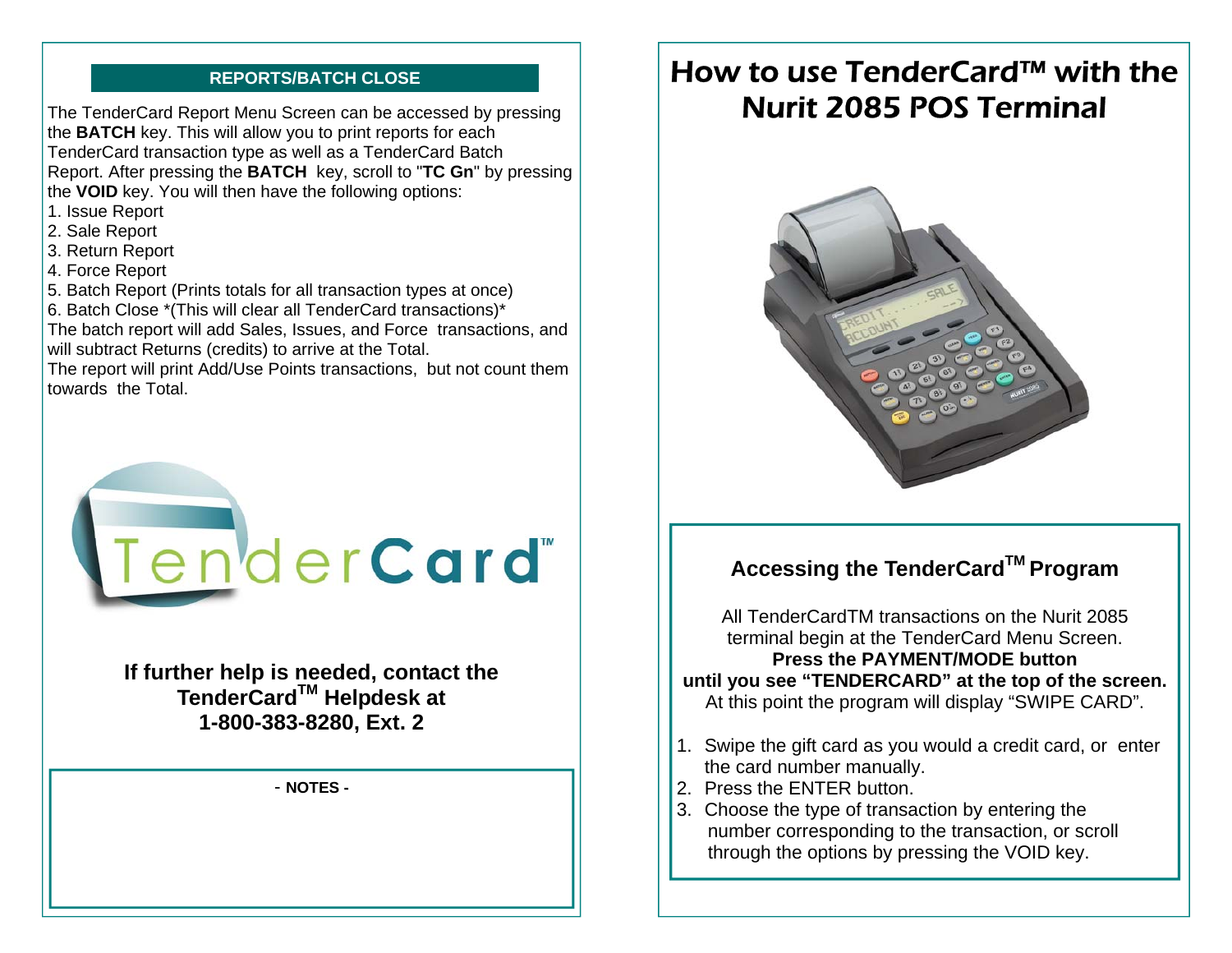## REPORTS/BATCH CLOSE

The TenderCard Report Menu Screen can be accessed by pressing the **BATCH** key. This will allow you to print reports for each TenderCard transaction type as well as a TenderCard Batch Report. After pressing the **BATCH** key, scroll to "**TC Gn**" by pressing the **VOID** key. You will then have the following options:

1. Issue Report
2. Sale Report
3. Return Report
4. Force Report
5. Batch Report (Prints totals for all transaction types at once)
6. Batch Close *(This will clear all TenderCard transactions)*

The batch report will add Sales, Issues, and Force transactions, and will subtract Returns (credits) to arrive at the Total.

The report will print Add/Use Points transactions, but not count them towards the Total.

TenderCard™

**If further help is needed, contact the TenderCard™ Helpdesk at 1-800-383-8280, Ext. 2**

- **NOTES** -

# How to use TenderCard™ with the Nurit 2085 POS Terminal

### Accessing the TenderCard™ Program

All TenderCardTM transactions on the Nurit 2085 terminal begin at the TenderCard Menu Screen.
**Press the PAYMENT/MODE button until you see "TENDERCARD" at the top of the screen.**
At this point the program will display "SWIPE CARD".

1. Swipe the gift card as you would a credit card, or enter the card number manually.
2. Press the ENTER button.
3. Choose the type of transaction by entering the number corresponding to the transaction, or scroll through the options by pressing the VOID key.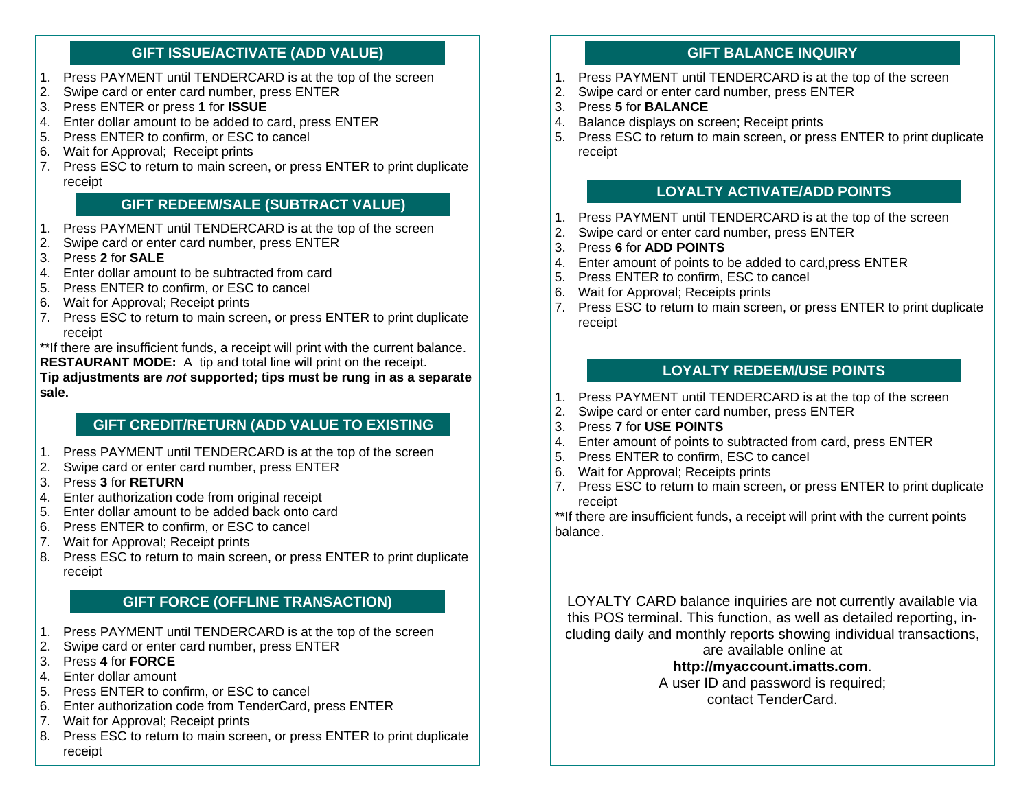## GIFT ISSUE/ACTIVATE (ADD VALUE)

1. Press PAYMENT until TENDERCARD is at the top of the screen
2. Swipe card or enter card number, press ENTER
3. Press ENTER or press **1** for **ISSUE**
4. Enter dollar amount to be added to card, press ENTER
5. Press ENTER to confirm, or ESC to cancel
6. Wait for Approval; Receipt prints
7. Press ESC to return to main screen, or press ENTER to print duplicate receipt

## GIFT REDEEM/SALE (SUBTRACT VALUE)

1. Press PAYMENT until TENDERCARD is at the top of the screen
2. Swipe card or enter card number, press ENTER
3. Press **2** for **SALE**
4. Enter dollar amount to be subtracted from card
5. Press ENTER to confirm, or ESC to cancel
6. Wait for Approval; Receipt prints
7. Press ESC to return to main screen, or press ENTER to print duplicate receipt

**If there are insufficient funds, a receipt will print with the current balance.

**RESTAURANT MODE:** A tip and total line will print on the receipt.

**Tip adjustments are *not* supported; tips must be rung in as a separate sale.**

## GIFT CREDIT/RETURN (ADD VALUE TO EXISTING

1. Press PAYMENT until TENDERCARD is at the top of the screen
2. Swipe card or enter card number, press ENTER
3. Press **3** for **RETURN**
4. Enter authorization code from original receipt
5. Enter dollar amount to be added back onto card
6. Press ENTER to confirm, or ESC to cancel
7. Wait for Approval; Receipt prints
8. Press ESC to return to main screen, or press ENTER to print duplicate receipt

## GIFT FORCE (OFFLINE TRANSACTION)

1. Press PAYMENT until TENDERCARD is at the top of the screen
2. Swipe card or enter card number, press ENTER
3. Press **4** for **FORCE**
4. Enter dollar amount
5. Press ENTER to confirm, or ESC to cancel
6. Enter authorization code from TenderCard, press ENTER
7. Wait for Approval; Receipt prints
8. Press ESC to return to main screen, or press ENTER to print duplicate receipt

## GIFT BALANCE INQUIRY

1. Press PAYMENT until TENDERCARD is at the top of the screen
2. Swipe card or enter card number, press ENTER
3. Press **5** for **BALANCE**
4. Balance displays on screen; Receipt prints
5. Press ESC to return to main screen, or press ENTER to print duplicate receipt

## LOYALTY ACTIVATE/ADD POINTS

1. Press PAYMENT until TENDERCARD is at the top of the screen
2. Swipe card or enter card number, press ENTER
3. Press **6** for **ADD POINTS**
4. Enter amount of points to be added to card,press ENTER
5. Press ENTER to confirm, ESC to cancel
6. Wait for Approval; Receipts prints
7. Press ESC to return to main screen, or press ENTER to print duplicate receipt

## LOYALTY REDEEM/USE POINTS

1. Press PAYMENT until TENDERCARD is at the top of the screen
2. Swipe card or enter card number, press ENTER
3. Press **7** for **USE POINTS**
4. Enter amount of points to subtracted from card, press ENTER
5. Press ENTER to confirm, ESC to cancel
6. Wait for Approval; Receipts prints
7. Press ESC to return to main screen, or press ENTER to print duplicate receipt

**If there are insufficient funds, a receipt will print with the current points balance.

LOYALTY CARD balance inquiries are not currently available via this POS terminal. This function, as well as detailed reporting, including daily and monthly reports showing individual transactions, are available online at **http://myaccount.imatts.com**. A user ID and password is required; contact TenderCard.